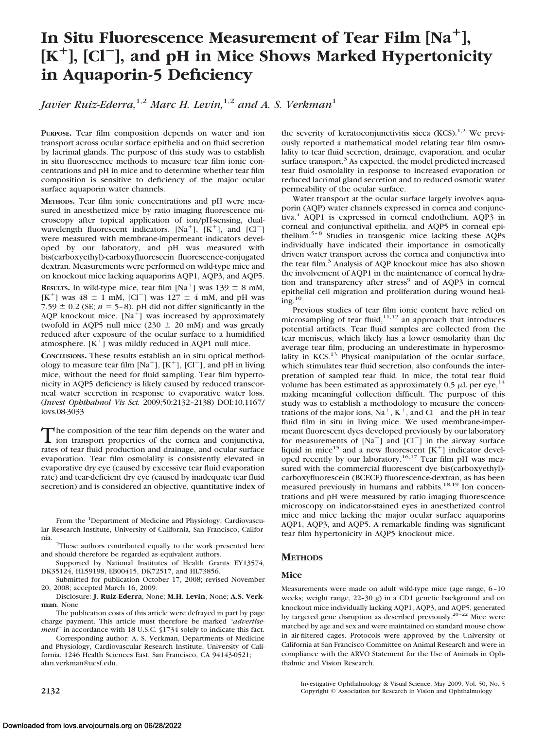# In Situ Fluorescence Measurement of Tear Film [$Na^+$], [$K^+$], [$Cl^-$], and pH in Mice Shows Marked Hypertonicity in Aquaporin-5 Deficiency

*Javier Ruiz-Ederra,*[1,2] *Marc H. Levin,*[1,2] *and A. S. Verkman*[1]

**PURPOSE.** Tear film composition depends on water and ion transport across ocular surface epithelia and on fluid secretion by lacrimal glands. The purpose of this study was to establish in situ fluorescence methods to measure tear film ionic concentrations and pH in mice and to determine whether tear film composition is sensitive to deficiency of the major ocular surface aquaporin water channels.

**METHODS.** Tear film ionic concentrations and pH were measured in anesthetized mice by ratio imaging fluorescence microscopy after topical application of ion/pH-sensing, dual-wavelength fluorescent indicators. [$Na^+$], [$K^+$], and [$Cl^-$] were measured with membrane-impermeant indicators developed by our laboratory, and pH was measured with bis(carboxyethyl)-carboxyfluorescein fluorescence-conjugated dextran. Measurements were performed on wild-type mice and on knockout mice lacking aquaporins AQP1, AQP3, and AQP5.

**RESULTS.** In wild-type mice, tear film [$Na^+$] was 139 ± 8 mM, [$K^+$] was 48 ± 1 mM, [$Cl^-$] was 127 ± 4 mM, and pH was 7.59 ± 0.2 (SE; $n$ = 5–8). pH did not differ significantly in the AQP knockout mice. [$Na^+$] was increased by approximately twofold in AQP5 null mice (230 ± 20 mM) and was greatly reduced after exposure of the ocular surface to a humidified atmosphere. [$K^+$] was mildly reduced in AQP1 null mice.

**CONCLUSIONS.** These results establish an in situ optical methodology to measure tear film [$Na^+$], [$K^+$], [$Cl^-$], and pH in living mice, without the need for fluid sampling. Tear film hypertonicity in AQP5 deficiency is likely caused by reduced transcorneal water secretion in response to evaporative water loss. (*Invest Ophthalmol Vis Sci.* 2009;50:2132–2138) DOI:10.1167/iovs.08-3033

The composition of the tear film depends on the water and ion transport properties of the cornea and conjunctiva, rates of tear fluid production and drainage, and ocular surface evaporation. Tear film osmolality is consistently elevated in evaporative dry eye (caused by excessive tear fluid evaporation rate) and tear-deficient dry eye (caused by inadequate tear fluid secretion) and is considered an objective, quantitative index of the severity of keratoconjunctivitis sicca (KCS).[1,2] We previously reported a mathematical model relating tear film osmolality to tear fluid secretion, drainage, evaporation, and ocular surface transport.[3] As expected, the model predicted increased tear fluid osmolality in response to increased evaporation or reduced lacrimal gland secretion and to reduced osmotic water permeability of the ocular surface.

Water transport at the ocular surface largely involves aquaporin (AQP) water channels expressed in cornea and conjunctiva.[4] AQP1 is expressed in corneal endothelium, AQP3 in corneal and conjunctival epithelia, and AQP5 in corneal epithelium.[5–8] Studies in transgenic mice lacking these AQPs individually have indicated their importance in osmotically driven water transport across the cornea and conjunctiva into the tear film.[3] Analysis of AQP knockout mice has also shown the involvement of AQP1 in the maintenance of corneal hydration and transparency after stress[9] and of AQP3 in corneal epithelial cell migration and proliferation during wound healing.[10]

Previous studies of tear film ionic content have relied on microsampling of tear fluid,[11,12] an approach that introduces potential artifacts. Tear fluid samples are collected from the tear meniscus, which likely has a lower osmolarity than the average tear film, producing an underestimate in hyperosmolality in KCS.[13] Physical manipulation of the ocular surface, which stimulates tear fluid secretion, also confounds the interpretation of sampled tear fluid. In mice, the total tear fluid volume has been estimated as approximately 0.5 μL per eye,[14] making meaningful collection difficult. The purpose of this study was to establish a methodology to measure the concentrations of the major ions, $Na^+$, $K^+$, and $Cl^-$ and the pH in tear fluid film in situ in living mice. We used membrane-impermeant fluorescent dyes developed previously by our laboratory for measurements of [$Na^+$] and [$Cl^-$] in the airway surface liquid in mice[15] and a new fluorescent [$K^+$] indicator developed recently by our laboratory.[16,17] Tear film pH was measured with the commercial fluorescent dye bis(carboxyethyl)-carboxyfluorescein (BCECF) fluorescence-dextran, as has been measured previously in humans and rabbits.[18,19] Ion concentrations and pH were measured by ratio imaging fluorescence microscopy on indicator-stained eyes in anesthetized control mice and mice lacking the major ocular surface aquaporins AQP1, AQP3, and AQP5. A remarkable finding was significant tear film hypertonicity in AQP5 knockout mice.

## METHODS

### Mice

Measurements were made on adult wild-type mice (age range, 6–10 weeks; weight range, 22–30 g) in a CD1 genetic background and on knockout mice individually lacking AQP1, AQP3, and AQP5, generated by targeted gene disruption as described previously.[20–22] Mice were matched by age and sex and were maintained on standard mouse chow in air-filtered cages. Protocols were approved by the University of California at San Francisco Committee on Animal Research and were in compliance with the ARVO Statement for the Use of Animals in Ophthalmic and Vision Research.

---

From the [1]Department of Medicine and Physiology, Cardiovascular Research Institute, University of California, San Francisco, California.

[2]These authors contributed equally to the work presented here and should therefore be regarded as equivalent authors.

Supported by National Institutes of Health Grants EY13574, DK35124, HL59198, EB00415, DK72517, and HL73856.

Submitted for publication October 17, 2008; revised November 20, 2008; accepted March 16, 2009.

Disclosure: **J. Ruiz-Ederra**, None; **M.H. Levin**, None; **A.S. Verkman**, None

The publication costs of this article were defrayed in part by page charge payment. This article must therefore be marked "*advertisement*" in accordance with 18 U.S.C. §1734 solely to indicate this fact.

Corresponding author: A. S. Verkman, Departments of Medicine and Physiology, Cardiovascular Research Institute, University of California, 1246 Health Sciences East, San Francisco, CA 94143-0521; alan.verkman@ucsf.edu.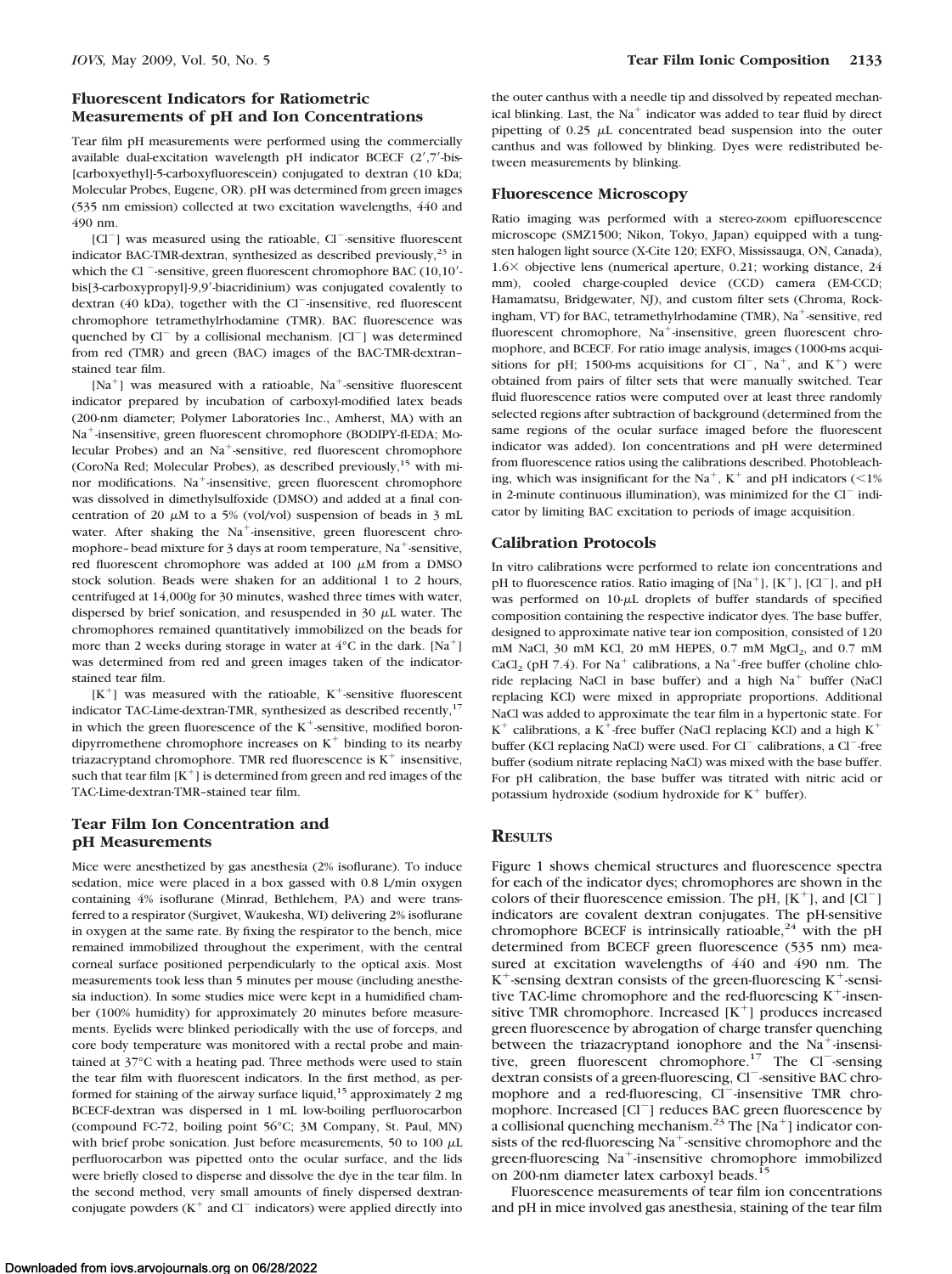### Fluorescent Indicators for Ratiometric Measurements of pH and Ion Concentrations

Tear film pH measurements were performed using the commercially available dual-excitation wavelength pH indicator BCECF (2′,7′-bis-[carboxyethyl]-5-carboxyfluorescein) conjugated to dextran (10 kDa; Molecular Probes, Eugene, OR). pH was determined from green images (535 nm emission) collected at two excitation wavelengths, 440 and 490 nm.

[$Cl^-$] was measured using the ratioable, $Cl^-$-sensitive fluorescent indicator BAC-TMR-dextran, synthesized as described previously,[23] in which the $Cl^-$-sensitive, green fluorescent chromophore BAC (10,10′-bis[3-carboxypropyl]-9,9′-biacridinium) was conjugated covalently to dextran (40 kDa), together with the $Cl^-$-insensitive, red fluorescent chromophore tetramethylrhodamine (TMR). BAC fluorescence was quenched by $Cl^-$ by a collisional mechanism. [$Cl^-$] was determined from red (TMR) and green (BAC) images of the BAC-TMR-dextran–stained tear film.

[$Na^+$] was measured with a ratioable, $Na^+$-sensitive fluorescent indicator prepared by incubation of carboxyl-modified latex beads (200-nm diameter; Polymer Laboratories Inc., Amherst, MA) with an $Na^+$-insensitive, green fluorescent chromophore (BODIPY-fl-EDA; Molecular Probes) and an $Na^+$-sensitive, red fluorescent chromophore (CoroNa Red; Molecular Probes), as described previously,[15] with minor modifications. $Na^+$-insensitive, green fluorescent chromophore was dissolved in dimethylsulfoxide (DMSO) and added at a final concentration of 20 μM to a 5% (vol/vol) suspension of beads in 3 mL water. After shaking the $Na^+$-insensitive, green fluorescent chromophore–bead mixture for 3 days at room temperature, $Na^+$-sensitive, red fluorescent chromophore was added at 100 μM from a DMSO stock solution. Beads were shaken for an additional 1 to 2 hours, centrifuged at 14,000*g* for 30 minutes, washed three times with water, dispersed by brief sonication, and resuspended in 30 μL water. The chromophores remained quantitatively immobilized on the beads for more than 2 weeks during storage in water at 4°C in the dark. [$Na^+$] was determined from red and green images taken of the indicator-stained tear film.

[$K^+$] was measured with the ratioable, $K^+$-sensitive fluorescent indicator TAC-Lime-dextran-TMR, synthesized as described recently,[17] in which the green fluorescence of the $K^+$-sensitive, modified boron-dipyrromethene chromophore increases on $K^+$ binding to its nearby triazacryptand chromophore. TMR red fluorescence is $K^+$ insensitive, such that tear film [$K^+$] is determined from green and red images of the TAC-Lime-dextran-TMR–stained tear film.

### Tear Film Ion Concentration and pH Measurements

Mice were anesthetized by gas anesthesia (2% isoflurane). To induce sedation, mice were placed in a box gassed with 0.8 L/min oxygen containing 4% isoflurane (Minrad, Bethlehem, PA) and were transferred to a respirator (Surgivet, Waukesha, WI) delivering 2% isoflurane in oxygen at the same rate. By fixing the respirator to the bench, mice remained immobilized throughout the experiment, with the central corneal surface positioned perpendicularly to the optical axis. Most measurements took less than 5 minutes per mouse (including anesthesia induction). In some studies mice were kept in a humidified chamber (100% humidity) for approximately 20 minutes before measurements. Eyelids were blinked periodically with the use of forceps, and core body temperature was monitored with a rectal probe and maintained at 37°C with a heating pad. Three methods were used to stain the tear film with fluorescent indicators. In the first method, as performed for staining of the airway surface liquid,[15] approximately 2 mg BCECF-dextran was dispersed in 1 mL low-boiling perfluorocarbon (compound FC-72, boiling point 56°C; 3M Company, St. Paul, MN) with brief probe sonication. Just before measurements, 50 to 100 μL perfluorocarbon was pipetted onto the ocular surface, and the lids were briefly closed to disperse and dissolve the dye in the tear film. In the second method, very small amounts of finely dispersed dextran-conjugate powders ($K^+$ and $Cl^-$ indicators) were applied directly into the outer canthus with a needle tip and dissolved by repeated mechanical blinking. Last, the $Na^+$ indicator was added to tear fluid by direct pipetting of 0.25 μL concentrated bead suspension into the outer canthus and was followed by blinking. Dyes were redistributed between measurements by blinking.

### Fluorescence Microscopy

Ratio imaging was performed with a stereo-zoom epifluorescence microscope (SMZ1500; Nikon, Tokyo, Japan) equipped with a tungsten halogen light source (X-Cite 120; EXFO, Mississauga, ON, Canada), 1.6× objective lens (numerical aperture, 0.21; working distance, 24 mm), cooled charge-coupled device (CCD) camera (EM-CCD; Hamamatsu, Bridgewater, NJ), and custom filter sets (Chroma, Rockingham, VT) for BAC, tetramethylrhodamine (TMR), $Na^+$-sensitive, red fluorescent chromophore, $Na^+$-insensitive, green fluorescent chromophore, and BCECF. For ratio image analysis, images (1000-ms acquisitions for $Cl^-$, $Na^+$, and $K^+$; 1500-ms acquisitions for pH) were obtained from pairs of filter sets that were manually switched. Tear fluid fluorescence ratios were computed over at least three randomly selected regions after subtraction of background (determined from the same regions of the ocular surface imaged before the fluorescent indicator was added). Ion concentrations and pH were determined from fluorescence ratios using the calibrations described. Photobleaching, which was insignificant for the $Na^+$, $K^+$ and pH indicators (<1% in 2-minute continuous illumination), was minimized for the $Cl^-$ indicator by limiting BAC excitation to periods of image acquisition.

### Calibration Protocols

In vitro calibrations were performed to relate ion concentrations and pH to fluorescence ratios. Ratio imaging of [$Na^+$], [$K^+$], [$Cl^-$], and pH was performed on 10-μL droplets of buffer standards of specified composition containing the respective indicator dyes. The base buffer, designed to approximate native tear ion composition, consisted of 120 mM NaCl, 30 mM KCl, 20 mM HEPES, 0.7 mM $MgCl_2$, and 0.7 mM $CaCl_2$ (pH 7.4). For $Na^+$ calibrations, a $Na^+$-free buffer (choline chloride replacing NaCl in base buffer) and a high $Na^+$ buffer (NaCl replacing KCl) were mixed in appropriate proportions. Additional NaCl was added to approximate the tear film in a hypertonic state. For $K^+$ calibrations, a $K^+$-free buffer (NaCl replacing KCl) and a high $K^+$ buffer (KCl replacing NaCl) were used. For $Cl^-$ calibrations, a $Cl^-$-free buffer (sodium nitrate replacing NaCl) was mixed with the base buffer. For pH calibration, the base buffer was titrated with nitric acid or potassium hydroxide (sodium hydroxide for $K^+$ buffer).

## Results

Figure 1 shows chemical structures and fluorescence spectra for each of the indicator dyes; chromophores are shown in the colors of their fluorescence emission. The pH, [$K^+$], and [$Cl^-$] indicators are covalent dextran conjugates. The pH-sensitive chromophore BCECF is intrinsically ratioable,[24] with the pH determined from BCECF green fluorescence (535 nm) measured at excitation wavelengths of 440 and 490 nm. The $K^+$-sensing dextran consists of the green-fluorescing $K^+$-sensitive TAC-lime chromophore and the red-fluorescing $K^+$-insensitive TMR chromophore. Increased [$K^+$] produces increased green fluorescence by abrogation of charge transfer quenching between the triazacryptand ionophore and the $Na^+$-insensitive, green fluorescent chromophore.[17] The $Cl^-$-sensing dextran consists of a green-fluorescing, $Cl^-$-sensitive BAC chromophore and a red-fluorescing, $Cl^-$-insensitive TMR chromophore. Increased [$Cl^-$] reduces BAC green fluorescence by a collisional quenching mechanism.[23] The [$Na^+$] indicator consists of the red-fluorescing $Na^+$-sensitive chromophore and the green-fluorescing $Na^+$-insensitive chromophore immobilized on 200-nm diameter latex carboxyl beads.[15]

Fluorescence measurements of tear film ion concentrations and pH in mice involved gas anesthesia, staining of the tear film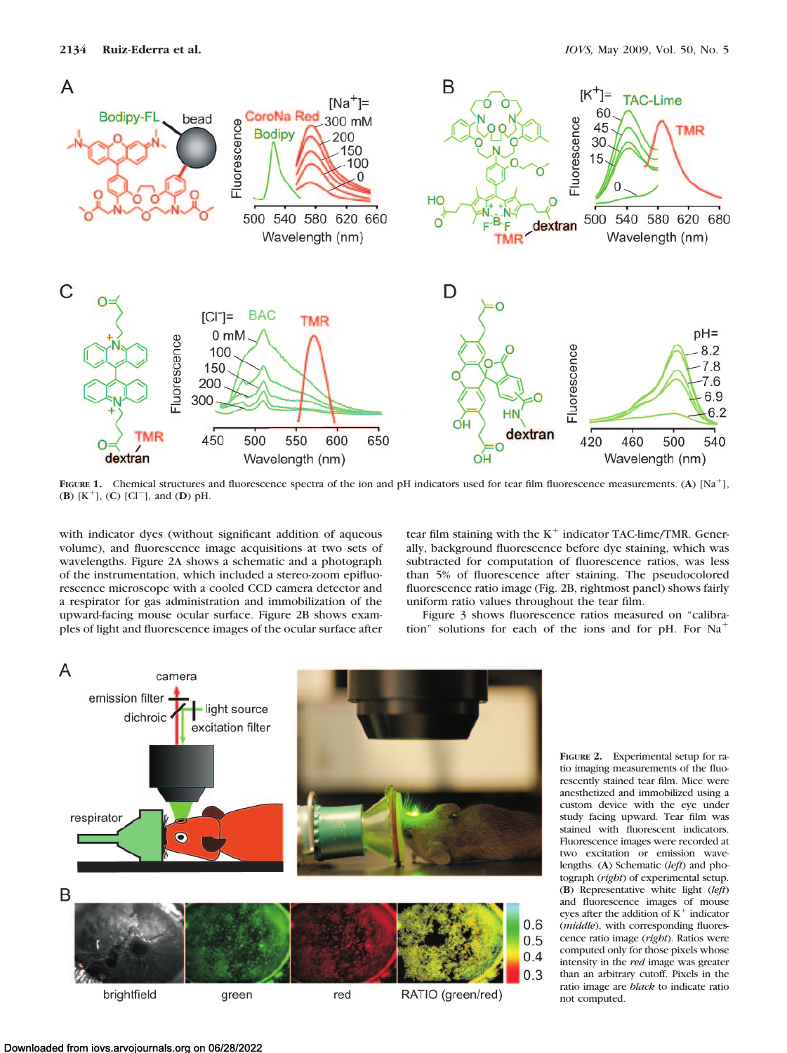A

Bodipy-FL

bead

[Na+]=

CoroNa Red

Bodipy

300 mM

200

150

100

0

Fluorescence

500 540 580 620 660

Wavelength (nm)

B

[K+]=

TAC-Lime

60

45

30

15

0

TMR

Fluorescence

500 540 580 620 680

Wavelength (nm)

dextran

TMR

C

[Cl−]=

BAC

TMR

0 mM

100

150

200

300

Fluorescence

450 500 550 600 650

Wavelength (nm)

TMR

dextran

D

pH=

8.2

7.8

7.6

6.9

6.2

Fluorescence

420 460 500 540

Wavelength (nm)

dextran

FIGURE 1. Chemical structures and fluorescence spectra of the ion and pH indicators used for tear film fluorescence measurements. (**A**) [$Na^+$], (**B**) [$K^+$], (**C**) [$Cl^-$], and (**D**) pH.

with indicator dyes (without significant addition of aqueous volume), and fluorescence image acquisitions at two sets of wavelengths. Figure 2A shows a schematic and a photograph of the instrumentation, which included a stereo-zoom epifluorescence microscope with a cooled CCD camera detector and a respirator for gas administration and immobilization of the upward-facing mouse ocular surface. Figure 2B shows examples of light and fluorescence images of the ocular surface after tear film staining with the $K^+$ indicator TAC-lime/TMR. Generally, background fluorescence before dye staining, which was subtracted for computation of fluorescence ratios, was less than 5% of fluorescence after staining. The pseudocolored fluorescence ratio image (Fig. 2B, rightmost panel) shows fairly uniform ratio values throughout the tear film.

Figure 3 shows fluorescence ratios measured on "calibration" solutions for each of the ions and for pH. For $Na^+$

A

camera

emission filter

dichroic

light source

excitation filter

respirator

B

0.6

0.5

0.4

0.3

brightfield

green

red

RATIO (green/red)

FIGURE 2. Experimental setup for ratio imaging measurements of the fluorescently stained tear film. Mice were anesthetized and immobilized using a custom device with the eye under study facing upward. Tear film was stained with fluorescent indicators. Fluorescence images were recorded at two excitation or emission wavelengths. (**A**) Schematic (*left*) and photograph (*right*) of experimental setup. (**B**) Representative white light (*left*) and fluorescence images of mouse eyes after the addition of $K^+$ indicator (*middle*), with corresponding fluorescence ratio image (*right*). Ratios were computed only for those pixels whose intensity in the *red* image was greater than an arbitrary cutoff. Pixels in the ratio image are *black* to indicate ratio not computed.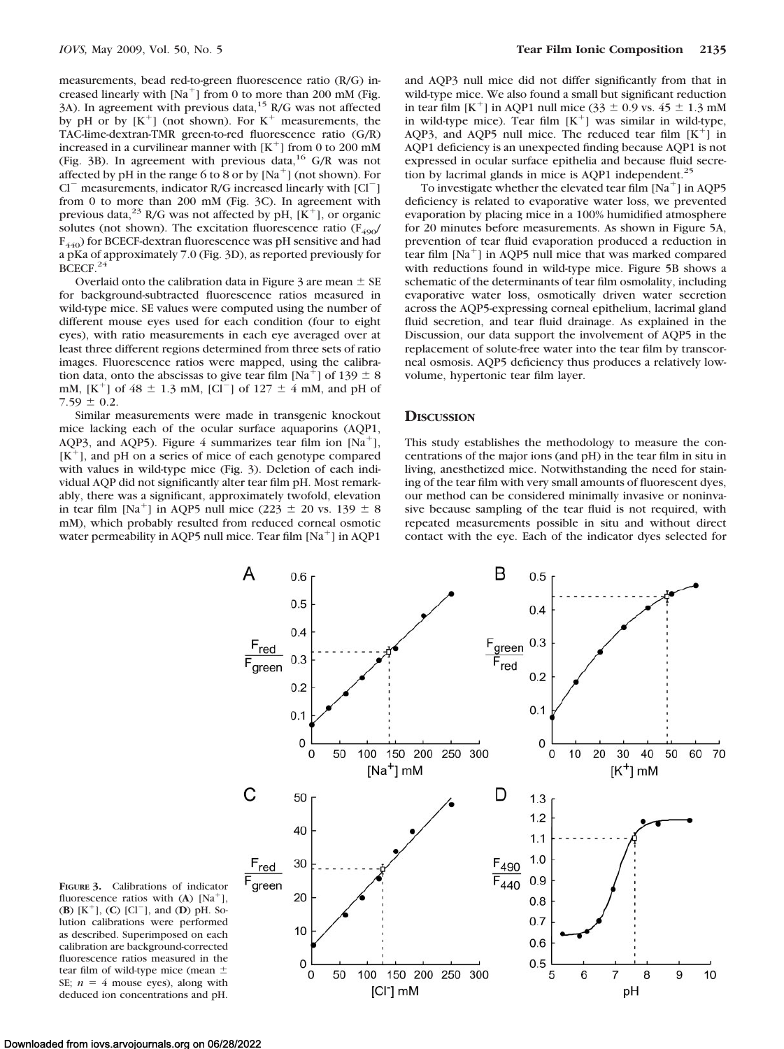measurements, bead red-to-green fluorescence ratio (R/G) increased linearly with $[Na^+]$ from 0 to more than 200 mM (Fig. 3A). In agreement with previous data,[15] R/G was not affected by pH or by $[K^+]$ (not shown). For $K^+$ measurements, the TAC-lime-dextran-TMR green-to-red fluorescence ratio (G/R) increased in a curvilinear manner with $[K^+]$ from 0 to 200 mM (Fig. 3B). In agreement with previous data,[16] G/R was not affected by pH in the range 6 to 8 or by $[Na^+]$ (not shown). For $Cl^-$ measurements, indicator R/G increased linearly with $[Cl^-]$ from 0 to more than 200 mM (Fig. 3C). In agreement with previous data,[23] R/G was not affected by pH, $[K^+]$, or organic solutes (not shown). The excitation fluorescence ratio ($F_{490}/F_{440}$) for BCECF-dextran fluorescence was pH sensitive and had a pKa of approximately 7.0 (Fig. 3D), as reported previously for BCECF.[24]

Overlaid onto the calibration data in Figure 3 are mean ± SE for background-subtracted fluorescence ratios measured in wild-type mice. SE values were computed using the number of different mouse eyes used for each condition (four to eight eyes), with ratio measurements in each eye averaged over at least three different regions determined from three sets of ratio images. Fluorescence ratios were mapped, using the calibration data, onto the abscissas to give tear film $[Na^+]$ of 139 ± 8 mM, $[K^+]$ of 48 ± 1.3 mM, $[Cl^-]$ of 127 ± 4 mM, and pH of 7.59 ± 0.2.

Similar measurements were made in transgenic knockout mice lacking each of the ocular surface aquaporins (AQP1, AQP3, and AQP5). Figure 4 summarizes tear film ion $[Na^+]$, $[K^+]$, and pH on a series of mice of each genotype compared with values in wild-type mice (Fig. 3). Deletion of each individual AQP did not significantly alter tear film pH. Most remarkably, there was a significant, approximately twofold, elevation in tear film $[Na^+]$ in AQP5 null mice (223 ± 20 vs. 139 ± 8 mM), which probably resulted from reduced corneal osmotic water permeability in AQP5 null mice. Tear film $[Na^+]$ in AQP1 and AQP3 null mice did not differ significantly from that in wild-type mice. We also found a small but significant reduction in tear film $[K^+]$ in AQP1 null mice (33 ± 0.9 vs. 45 ± 1.3 mM in wild-type mice). Tear film $[K^+]$ was similar in wild-type, AQP3, and AQP5 null mice. The reduced tear film $[K^+]$ in AQP1 deficiency is an unexpected finding because AQP1 is not expressed in ocular surface epithelia and because fluid secretion by lacrimal glands in mice is AQP1 independent.[25]

To investigate whether the elevated tear film $[Na^+]$ in AQP5 deficiency is related to evaporative water loss, we prevented evaporation by placing mice in a 100% humidified atmosphere for 20 minutes before measurements. As shown in Figure 5A, prevention of tear fluid evaporation produced a reduction in tear film $[Na^+]$ in AQP5 null mice that was marked compared with reductions found in wild-type mice. Figure 5B shows a schematic of the determinants of tear film osmolality, including evaporative water loss, osmotically driven water secretion across the AQP5-expressing corneal epithelium, lacrimal gland fluid secretion, and tear fluid drainage. As explained in the Discussion, our data support the involvement of AQP5 in the replacement of solute-free water into the tear film by transcorneal osmosis. AQP5 deficiency thus produces a relatively low-volume, hypertonic tear film layer.

## Discussion

This study establishes the methodology to measure the concentrations of the major ions (and pH) in the tear film in situ in living, anesthetized mice. Notwithstanding the need for staining of the tear film with very small amounts of fluorescent dyes, our method can be considered minimally invasive or noninvasive because sampling of the tear fluid is not required, with repeated measurements possible in situ and without direct contact with the eye. Each of the indicator dyes selected for

A

$F_{red}/F_{green}$

0.6 0.5 0.4 0.3 0.2 0.1 0

0 50 100 150 200 250 300

$[Na^+]$ mM

B

$F_{green}/F_{red}$

0.5 0.4 0.3 0.2 0.1 0

0 10 20 30 40 50 60 70

$[K^+]$ mM

C

$F_{red}/F_{green}$

50 40 30 20 10 0

0 50 100 150 200 250 300

$[Cl^-]$ mM

D

$F_{490}/F_{440}$

1.3 1.2 1.1 1.0 0.9 0.8 0.7 0.6 0.5

5 6 7 8 9 10

pH

**Figure 3.** Calibrations of indicator fluorescence ratios with (**A**) $[Na^+]$, (**B**) $[K^+]$, (**C**) $[Cl^-]$, and (**D**) pH. Solution calibrations were performed as described. Superimposed on each calibration are background-corrected fluorescence ratios measured in the tear film of wild-type mice (mean ± SE; $n = 4$ mouse eyes), along with deduced ion concentrations and pH.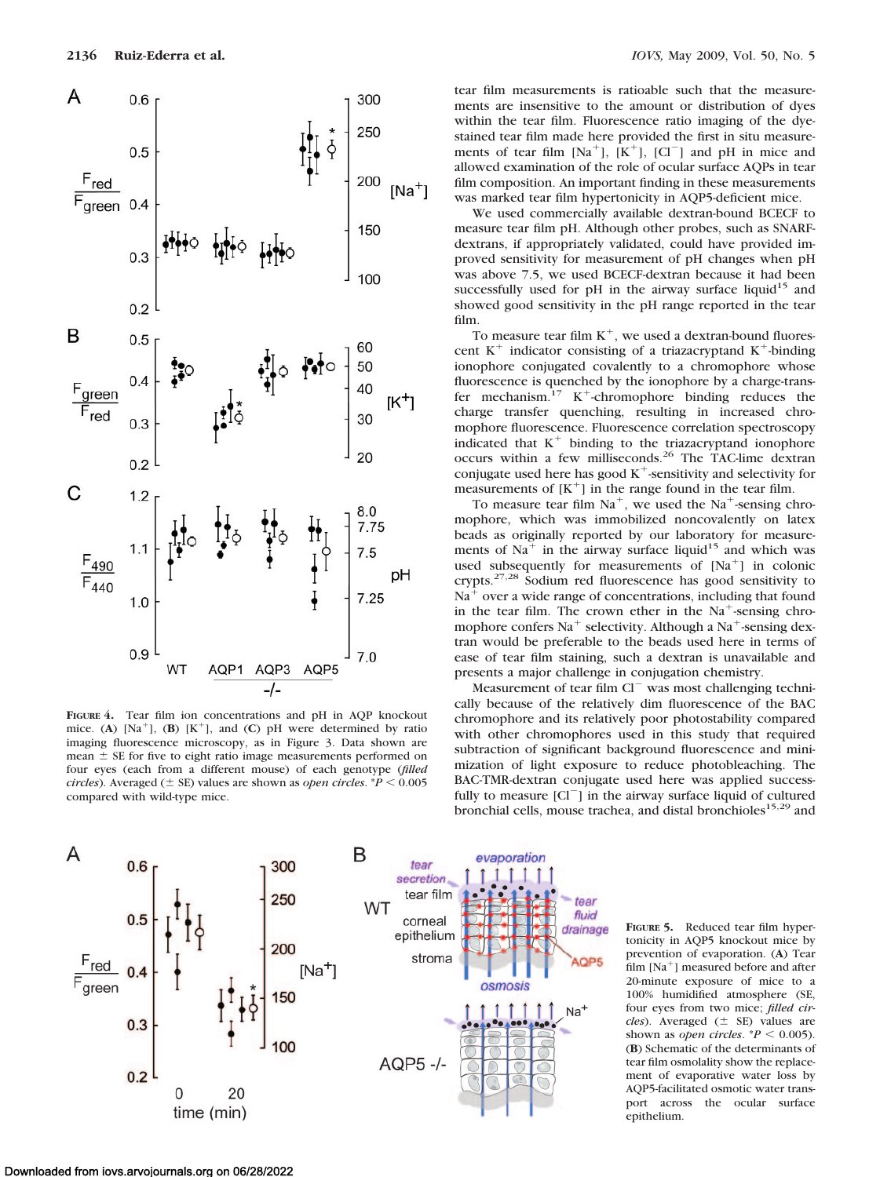A

0.6

0.5

$\frac{F_{red}}{F_{green}}$ 0.4

0.3

0.2

300

250

200

150

100

[Na+]

B

0.5

0.4

$\frac{F_{green}}{F_{red}}$

0.3

0.2

60

50

40

30

20

[K+]

C

1.2

1.1

$\frac{F_{490}}{F_{440}}$

1.0

0.9

8.0

7.75

7.5

pH

7.25

7.0

WT AQP1 AQP3 AQP5

-/-

**Figure 4.** Tear film ion concentrations and pH in AQP knockout mice. (**A**) [$Na^+$], (**B**) [$K^+$], and (**C**) pH were determined by ratio imaging fluorescence microscopy, as in Figure 3. Data shown are mean ± SE for five to eight ratio image measurements performed on four eyes (each from a different mouse) of each genotype (*filled circles*). Averaged (± SE) values are shown as *open circles*. *$P < 0.005$ compared with wild-type mice.

tear film measurements is ratioable such that the measurements are insensitive to the amount or distribution of dyes within the tear film. Fluorescence ratio imaging of the dye-stained tear film made here provided the first in situ measurements of tear film [$Na^+$], [$K^+$], [$Cl^-$] and pH in mice and allowed examination of the role of ocular surface AQPs in tear film composition. An important finding in these measurements was marked tear film hypertonicity in AQP5-deficient mice.

We used commercially available dextran-bound BCECF to measure tear film pH. Although other probes, such as SNARF-dextrans, if appropriately validated, could have provided improved sensitivity for measurement of pH changes when pH was above 7.5, we used BCECF-dextran because it had been successfully used for pH in the airway surface liquid[15] and showed good sensitivity in the pH range reported in the tear film.

To measure tear film $K^+$, we used a dextran-bound fluorescent $K^+$ indicator consisting of a triazacryptand $K^+$-binding ionophore conjugated covalently to a chromophore whose fluorescence is quenched by the ionophore by a charge-transfer mechanism.[17] $K^+$-chromophore binding reduces the charge transfer quenching, resulting in increased chromophore fluorescence. Fluorescence correlation spectroscopy indicated that $K^+$ binding to the triazacryptand ionophore occurs within a few milliseconds.[26] The TAC-lime dextran conjugate used here has good $K^+$-sensitivity and selectivity for measurements of [$K^+$] in the range found in the tear film.

To measure tear film $Na^+$, we used the $Na^+$-sensing chromophore, which was immobilized noncovalently on latex beads as originally reported by our laboratory for measurements of $Na^+$ in the airway surface liquid[15] and which was used subsequently for measurements of [$Na^+$] in colonic crypts.[27,28] Sodium red fluorescence has good sensitivity to $Na^+$ over a wide range of concentrations, including that found in the tear film. The crown ether in the $Na^+$-sensing chromophore confers $Na^+$ selectivity. Although a $Na^+$-sensing dextran would be preferable to the beads used here in terms of ease of tear film staining, such a dextran is unavailable and presents a major challenge in conjugation chemistry.

Measurement of tear film $Cl^-$ was most challenging technically because of the relatively dim fluorescence of the BAC chromophore and its relatively poor photostability compared with other chromophores used in this study that required subtraction of significant background fluorescence and minimization of light exposure to reduce photobleaching. The BAC-TMR-dextran conjugate used here was applied successfully to measure [$Cl^-$] in the airway surface liquid of cultured bronchial cells, mouse trachea, and distal bronchioles[15,29] and

A

0.6

0.5

$\frac{F_{red}}{F_{green}}$ 0.4

0.3

0.2

300

250

200

150

100

[Na+]

0 20

time (min)

B

tear secretion

evaporation

tear film

WT

corneal epithelium

tear fluid drainage

stroma

AQP5

osmosis

Na+

AQP5 -/-

**Figure 5.** Reduced tear film hypertonicity in AQP5 knockout mice by prevention of evaporation. (**A**) Tear film [$Na^+$] measured before and after 20-minute exposure of mice to a 100% humidified atmosphere (SE, four eyes from two mice; *filled circles*). Averaged (± SE) values are shown as *open circles*. *$P < 0.005$). (**B**) Schematic of the determinants of tear film osmolality show the replacement of evaporative water loss by AQP5-facilitated osmotic water transport across the ocular surface epithelium.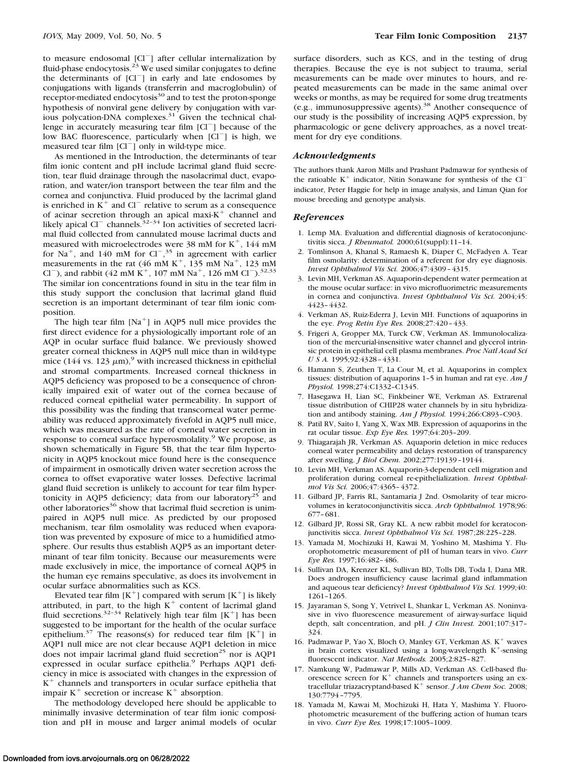to measure endosomal [$Cl^-$] after cellular internalization by fluid-phase endocytosis.[23] We used similar conjugates to define the determinants of [$Cl^-$] in early and late endosomes by conjugations with ligands (transferrin and macroglobulin) of receptor-mediated endocytosis[30] and to test the proton-sponge hypothesis of nonviral gene delivery by conjugation with various polycation-DNA complexes.[31] Given the technical challenge in accurately measuring tear film [$Cl^-$] because of the low BAC fluorescence, particularly when [$Cl^-$] is high, we measured tear film [$Cl^-$] only in wild-type mice.

As mentioned in the Introduction, the determinants of tear film ionic content and pH include lacrimal gland fluid secretion, tear fluid drainage through the nasolacrimal duct, evaporation, and water/ion transport between the tear film and the cornea and conjunctiva. Fluid produced by the lacrimal gland is enriched in $K^+$ and $Cl^-$ relative to serum as a consequence of acinar secretion through an apical maxi-$K^+$ channel and likely apical $Cl^-$ channels.[32–34] Ion activities of secreted lacrimal fluid collected from cannulated mouse lacrimal ducts and measured with microelectrodes were 38 mM for $K^+$, 144 mM for $Na^+$, and 140 mM for $Cl^-$,[35] in agreement with earlier measurements in the rat (46 mM $K^+$, 135 mM $Na^+$, 123 mM $Cl^-$), and rabbit (42 mM $K^+$, 107 mM $Na^+$, 126 mM $Cl^-$).[32,33] The similar ion concentrations found in situ in the tear film in this study support the conclusion that lacrimal gland fluid secretion is an important determinant of tear film ionic composition.

The high tear film [$Na^+$] in AQP5 null mice provides the first direct evidence for a physiologically important role of an AQP in ocular surface fluid balance. We previously showed greater corneal thickness in AQP5 null mice than in wild-type mice (144 vs. 123 μm),[9] with increased thickness in epithelial and stromal compartments. Increased corneal thickness in AQP5 deficiency was proposed to be a consequence of chronically impaired exit of water out of the cornea because of reduced corneal epithelial water permeability. In support of this possibility was the finding that transcorneal water permeability was reduced approximately fivefold in AQP5 null mice, which was measured as the rate of corneal water secretion in response to corneal surface hyperosmolality.[9] We propose, as shown schematically in Figure 5B, that the tear film hypertonicity in AQP5 knockout mice found here is the consequence of impairment in osmotically driven water secretion across the cornea to offset evaporative water losses. Defective lacrimal gland fluid secretion is unlikely to account for tear film hypertonicity in AQP5 deficiency; data from our laboratory[25] and other laboratories[36] show that lacrimal fluid secretion is unimpaired in AQP5 null mice. As predicted by our proposed mechanism, tear film osmolality was reduced when evaporation was prevented by exposure of mice to a humidified atmosphere. Our results thus establish AQP5 as an important determinant of tear film tonicity. Because our measurements were made exclusively in mice, the importance of corneal AQP5 in the human eye remains speculative, as does its involvement in ocular surface abnormalities such as KCS.

Elevated tear film [$K^+$] compared with serum [$K^+$] is likely attributed, in part, to the high $K^+$ content of lacrimal gland fluid secretions.[32–34] Relatively high tear film [$K^+$] has been suggested to be important for the health of the ocular surface epithelium.[37] The reasons(s) for reduced tear film [$K^+$] in AQP1 null mice are not clear because AQP1 deletion in mice does not impair lacrimal gland fluid secretion[25] nor is AQP1 expressed in ocular surface epithelia.[9] Perhaps AQP1 deficiency in mice is associated with changes in the expression of $K^+$ channels and transporters in ocular surface epithelia that impair $K^+$ secretion or increase $K^+$ absorption.

The methodology developed here should be applicable to minimally invasive determination of tear film ionic composition and pH in mouse and larger animal models of ocular surface disorders, such as KCS, and in the testing of drug therapies. Because the eye is not subject to trauma, serial measurements can be made over minutes to hours, and repeated measurements can be made in the same animal over weeks or months, as may be required for some drug treatments (e.g., immunosuppressive agents).[38] Another consequence of our study is the possibility of increasing AQP5 expression, by pharmacologic or gene delivery approaches, as a novel treatment for dry eye conditions.

## Acknowledgments

The authors thank Aaron Mills and Prashant Padmawar for synthesis of the ratioable $K^+$ indicator, Nitin Sonawane for synthesis of the $Cl^-$ indicator, Peter Haggie for help in image analysis, and Liman Qian for mouse breeding and genotype analysis.

## References

1. Lemp MA. Evaluation and differential diagnosis of keratoconjunctivitis sicca. *J Rheumatol.* 2000;61(suppl):11–14.
2. Tomlinson A, Khanal S, Ramaesh K, Diaper C, McFadyen A. Tear film osmolarity: determination of a referent for dry eye diagnosis. *Invest Ophthalmol Vis Sci.* 2006;47:4309–4315.
3. Levin MH, Verkman AS. Aquaporin-dependent water permeation at the mouse ocular surface: in vivo microfluorimetric measurements in cornea and conjunctiva. *Invest Ophthalmol Vis Sci.* 2004;45: 4423–4432.
4. Verkman AS, Ruiz-Ederra J, Levin MH. Functions of aquaporins in the eye. *Prog Retin Eye Res.* 2008;27:420–433.
5. Frigeri A, Gropper MA, Turck CW, Verkman AS. Immunolocalization of the mercurial-insensitive water channel and glycerol intrinsic protein in epithelial cell plasma membranes. *Proc Natl Acad Sci U S A.* 1995;92:4328–4331.
6. Hamann S, Zeuthen T, La Cour M, et al. Aquaporins in complex tissues: distribution of aquaporins 1–5 in human and rat eye. *Am J Physiol.* 1998;274:C1332–C1345.
7. Hasegawa H, Lian SC, Finkbeiner WE, Verkman AS. Extrarenal tissue distribution of CHIP28 water channels by in situ hybridization and antibody staining. *Am J Physiol.* 1994;266:C893–C903.
8. Patil RV, Saito I, Yang X, Wax MB. Expression of aquaporins in the rat ocular tissue. *Exp Eye Res.* 1997;64:203–209.
9. Thiagarajah JR, Verkman AS. Aquaporin deletion in mice reduces corneal water permeability and delays restoration of transparency after swelling. *J Biol Chem.* 2002;277:19139–19144.
10. Levin MH, Verkman AS. Aquaporin-3-dependent cell migration and proliferation during corneal re-epithelialization. *Invest Ophthalmol Vis Sci.* 2006;47:4365–4372.
11. Gilbard JP, Farris RL, Santamaria J 2nd. Osmolarity of tear microvolumes in keratoconjunctivitis sicca. *Arch Ophthalmol.* 1978;96: 677–681.
12. Gilbard JP, Rossi SR, Gray KL. A new rabbit model for keratoconjunctivitis sicca. *Invest Ophthalmol Vis Sci.* 1987;28:225–228.
13. Yamada M, Mochizuki H, Kawai M, Yoshino M, Mashima Y. Fluorophotometric measurement of pH of human tears in vivo. *Curr Eye Res.* 1997;16:482–486.
14. Sullivan DA, Krenzer KL, Sullivan BD, Tolls DB, Toda I, Dana MR. Does androgen insufficiency cause lacrimal gland inflammation and aqueous tear deficiency? *Invest Ophthalmol Vis Sci.* 1999;40: 1261–1265.
15. Jayaraman S, Song Y, Vetrivel L, Shankar L, Verkman AS. Noninvasive in vivo fluorescence measurement of airway-surface liquid depth, salt concentration, and pH. *J Clin Invest.* 2001;107:317–324.
16. Padmawar P, Yao X, Bloch O, Manley GT, Verkman AS. $K^+$ waves in brain cortex visualized using a long-wavelength $K^+$-sensing fluorescent indicator. *Nat Methods.* 2005;2:825–827.
17. Namkung W, Padmawar P, Mills AD, Verkman AS. Cell-based fluorescence screen for $K^+$ channels and transporters using an extracellular triazacryptand-based $K^+$ sensor. *J Am Chem Soc.* 2008; 130:7794–7795.
18. Yamada M, Kawai M, Mochizuki H, Hata Y, Mashima Y. Fluorophotometric measurement of the buffering action of human tears in vivo. *Curr Eye Res.* 1998;17:1005–1009.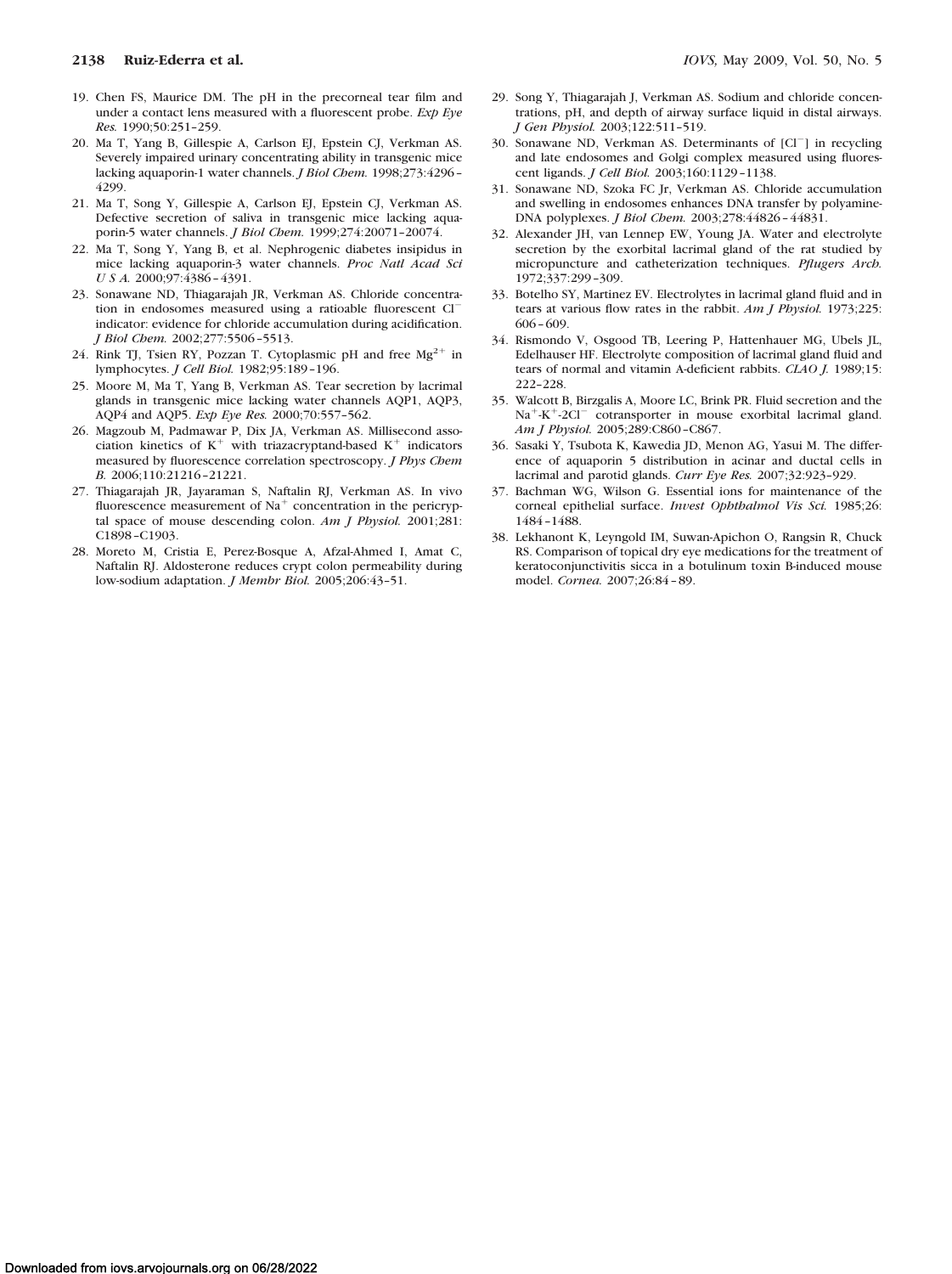19. Chen FS, Maurice DM. The pH in the precorneal tear film and under a contact lens measured with a fluorescent probe. *Exp Eye Res.* 1990;50:251–259.
20. Ma T, Yang B, Gillespie A, Carlson EJ, Epstein CJ, Verkman AS. Severely impaired urinary concentrating ability in transgenic mice lacking aquaporin-1 water channels. *J Biol Chem.* 1998;273:4296–4299.
21. Ma T, Song Y, Gillespie A, Carlson EJ, Epstein CJ, Verkman AS. Defective secretion of saliva in transgenic mice lacking aquaporin-5 water channels. *J Biol Chem.* 1999;274:20071–20074.
22. Ma T, Song Y, Yang B, et al. Nephrogenic diabetes insipidus in mice lacking aquaporin-3 water channels. *Proc Natl Acad Sci U S A.* 2000;97:4386–4391.
23. Sonawane ND, Thiagarajah JR, Verkman AS. Chloride concentration in endosomes measured using a ratioable fluorescent $Cl^-$ indicator: evidence for chloride accumulation during acidification. *J Biol Chem.* 2002;277:5506–5513.
24. Rink TJ, Tsien RY, Pozzan T. Cytoplasmic pH and free $Mg^{2+}$ in lymphocytes. *J Cell Biol.* 1982;95:189–196.
25. Moore M, Ma T, Yang B, Verkman AS. Tear secretion by lacrimal glands in transgenic mice lacking water channels AQP1, AQP3, AQP4 and AQP5. *Exp Eye Res.* 2000;70:557–562.
26. Magzoub M, Padmawar P, Dix JA, Verkman AS. Millisecond association kinetics of $K^+$ with triazacryptand-based $K^+$ indicators measured by fluorescence correlation spectroscopy. *J Phys Chem B.* 2006;110:21216–21221.
27. Thiagarajah JR, Jayaraman S, Naftalin RJ, Verkman AS. In vivo fluorescence measurement of $Na^+$ concentration in the pericryptal space of mouse descending colon. *Am J Physiol.* 2001;281:C1898–C1903.
28. Moreto M, Cristia E, Perez-Bosque A, Afzal-Ahmed I, Amat C, Naftalin RJ. Aldosterone reduces crypt colon permeability during low-sodium adaptation. *J Membr Biol.* 2005;206:43–51.
29. Song Y, Thiagarajah J, Verkman AS. Sodium and chloride concentrations, pH, and depth of airway surface liquid in distal airways. *J Gen Physiol.* 2003;122:511–519.
30. Sonawane ND, Verkman AS. Determinants of $[Cl^-]$ in recycling and late endosomes and Golgi complex measured using fluorescent ligands. *J Cell Biol.* 2003;160:1129–1138.
31. Sonawane ND, Szoka FC Jr, Verkman AS. Chloride accumulation and swelling in endosomes enhances DNA transfer by polyamine-DNA polyplexes. *J Biol Chem.* 2003;278:44826–44831.
32. Alexander JH, van Lennep EW, Young JA. Water and electrolyte secretion by the exorbital lacrimal gland of the rat studied by micropuncture and catheterization techniques. *Pflugers Arch.* 1972;337:299–309.
33. Botelho SY, Martinez EV. Electrolytes in lacrimal gland fluid and in tears at various flow rates in the rabbit. *Am J Physiol.* 1973;225:606–609.
34. Rismondo V, Osgood TB, Leering P, Hattenhauer MG, Ubels JL, Edelhauser HF. Electrolyte composition of lacrimal gland fluid and tears of normal and vitamin A-deficient rabbits. *CLAO J.* 1989;15:222–228.
35. Walcott B, Birzgalis A, Moore LC, Brink PR. Fluid secretion and the $Na^+$-$K^+$-$2Cl^-$ cotransporter in mouse exorbital lacrimal gland. *Am J Physiol.* 2005;289:C860–C867.
36. Sasaki Y, Tsubota K, Kawedia JD, Menon AG, Yasui M. The difference of aquaporin 5 distribution in acinar and ductal cells in lacrimal and parotid glands. *Curr Eye Res.* 2007;32:923–929.
37. Bachman WG, Wilson G. Essential ions for maintenance of the corneal epithelial surface. *Invest Ophthalmol Vis Sci.* 1985;26:1484–1488.
38. Lekhanont K, Leyngold IM, Suwan-Apichon O, Rangsin R, Chuck RS. Comparison of topical dry eye medications for the treatment of keratoconjunctivitis sicca in a botulinum toxin B-induced mouse model. *Cornea.* 2007;26:84–89.